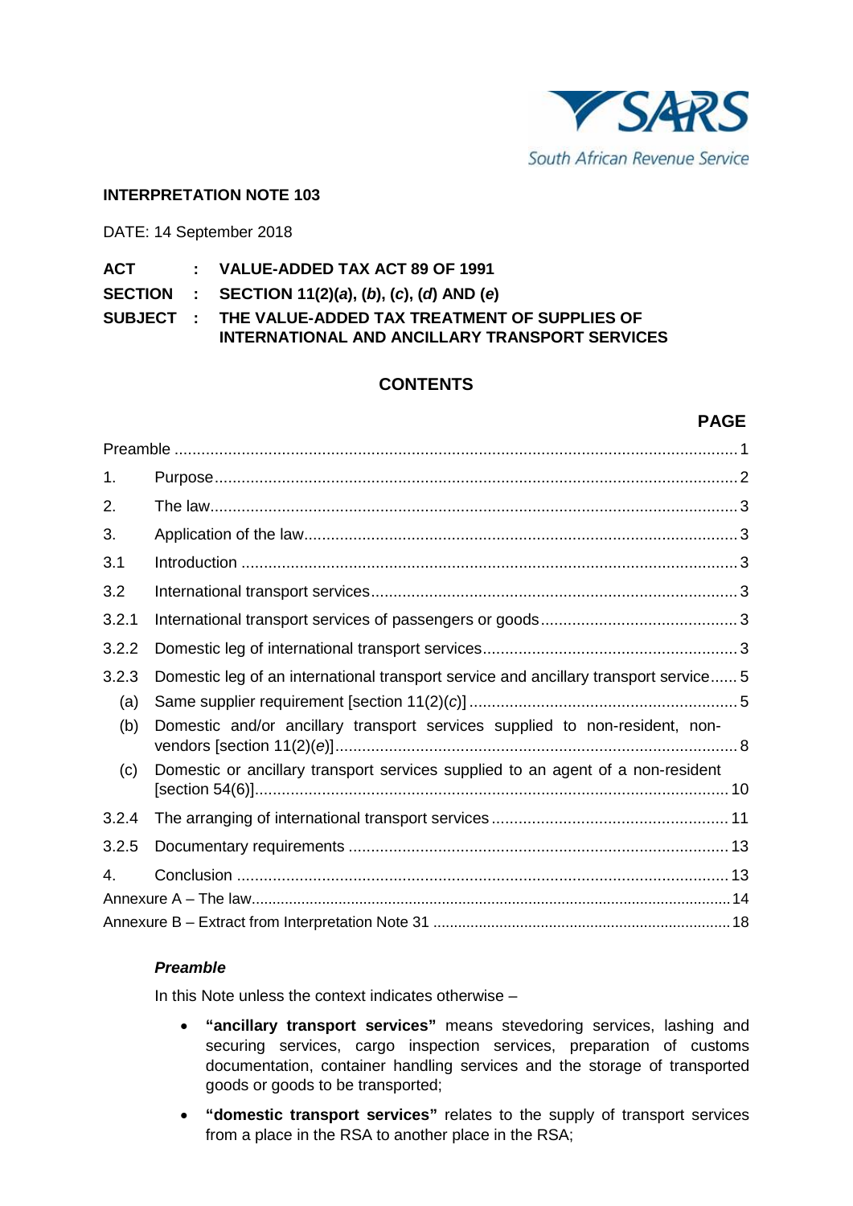South African Revenue Service

**INTERPRETATION NOTE 103**

DATE: 14 September 2018

**ACT : VALUE-ADDED TAX ACT 89 OF 1991**

**SECTION : SECTION 11(2)(*a*), (*b*), (*c*), (*d*) AND (*e*)**

**SUBJECT : THE VALUE-ADDED TAX TREATMENT OF SUPPLIES OF INTERNATIONAL AND ANCILLARY TRANSPORT SERVICES**

## CONTENTS

| | | PAGE |
|---|---|---|
| Preamble | | 1 |
| 1. | Purpose | 2 |
| 2. | The law | 3 |
| 3. | Application of the law | 3 |
| 3.1 | Introduction | 3 |
| 3.2 | International transport services | 3 |
| 3.2.1 | International transport services of passengers or goods | 3 |
| 3.2.2 | Domestic leg of international transport services | 3 |
| 3.2.3 | Domestic leg of an international transport service and ancillary transport service | 5 |
| (a) | Same supplier requirement [section 11(2)(*c*)] | 5 |
| (b) | Domestic and/or ancillary transport services supplied to non-resident, non-vendors [section 11(2)(*e*)] | 8 |
| (c) | Domestic or ancillary transport services supplied to an agent of a non-resident [section 54(6)] | 10 |
| 3.2.4 | The arranging of international transport services | 11 |
| 3.2.5 | Documentary requirements | 13 |
| 4. | Conclusion | 13 |
| Annexure A – The law | | 14 |
| Annexure B – Extract from Interpretation Note 31 | | 18 |

***Preamble***

In this Note unless the context indicates otherwise –

- **"ancillary transport services"** means stevedoring services, lashing and securing services, cargo inspection services, preparation of customs documentation, container handling services and the storage of transported goods or goods to be transported;
- **"domestic transport services"** relates to the supply of transport services from a place in the RSA to another place in the RSA;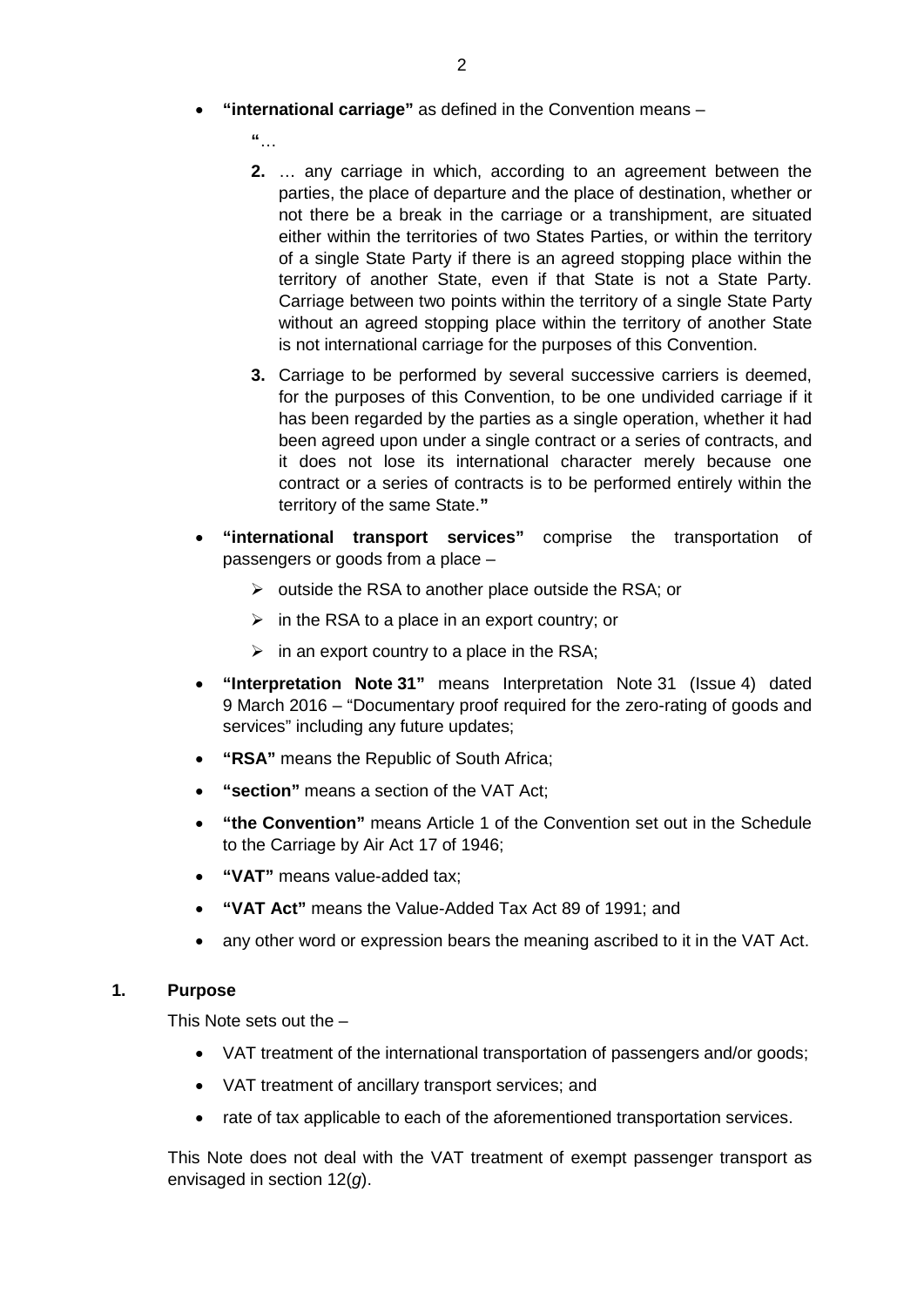- **"international carriage"** as defined in the Convention means –

  **"**…

  **2.** … any carriage in which, according to an agreement between the parties, the place of departure and the place of destination, whether or not there be a break in the carriage or a transhipment, are situated either within the territories of two States Parties, or within the territory of a single State Party if there is an agreed stopping place within the territory of another State, even if that State is not a State Party. Carriage between two points within the territory of a single State Party without an agreed stopping place within the territory of another State is not international carriage for the purposes of this Convention.

  **3.** Carriage to be performed by several successive carriers is deemed, for the purposes of this Convention, to be one undivided carriage if it has been regarded by the parties as a single operation, whether it had been agreed upon under a single contract or a series of contracts, and it does not lose its international character merely because one contract or a series of contracts is to be performed entirely within the territory of the same State.**"**

- **"international transport services"** comprise the transportation of passengers or goods from a place –
  - outside the RSA to another place outside the RSA; or
  - in the RSA to a place in an export country; or
  - in an export country to a place in the RSA;
- **"Interpretation Note 31"** means Interpretation Note 31 (Issue 4) dated 9 March 2016 – "Documentary proof required for the zero-rating of goods and services" including any future updates;
- **"RSA"** means the Republic of South Africa;
- **"section"** means a section of the VAT Act;
- **"the Convention"** means Article 1 of the Convention set out in the Schedule to the Carriage by Air Act 17 of 1946;
- **"VAT"** means value-added tax;
- **"VAT Act"** means the Value-Added Tax Act 89 of 1991; and
- any other word or expression bears the meaning ascribed to it in the VAT Act.

## 1. Purpose

This Note sets out the –

- VAT treatment of the international transportation of passengers and/or goods;
- VAT treatment of ancillary transport services; and
- rate of tax applicable to each of the aforementioned transportation services.

This Note does not deal with the VAT treatment of exempt passenger transport as envisaged in section 12(*g*).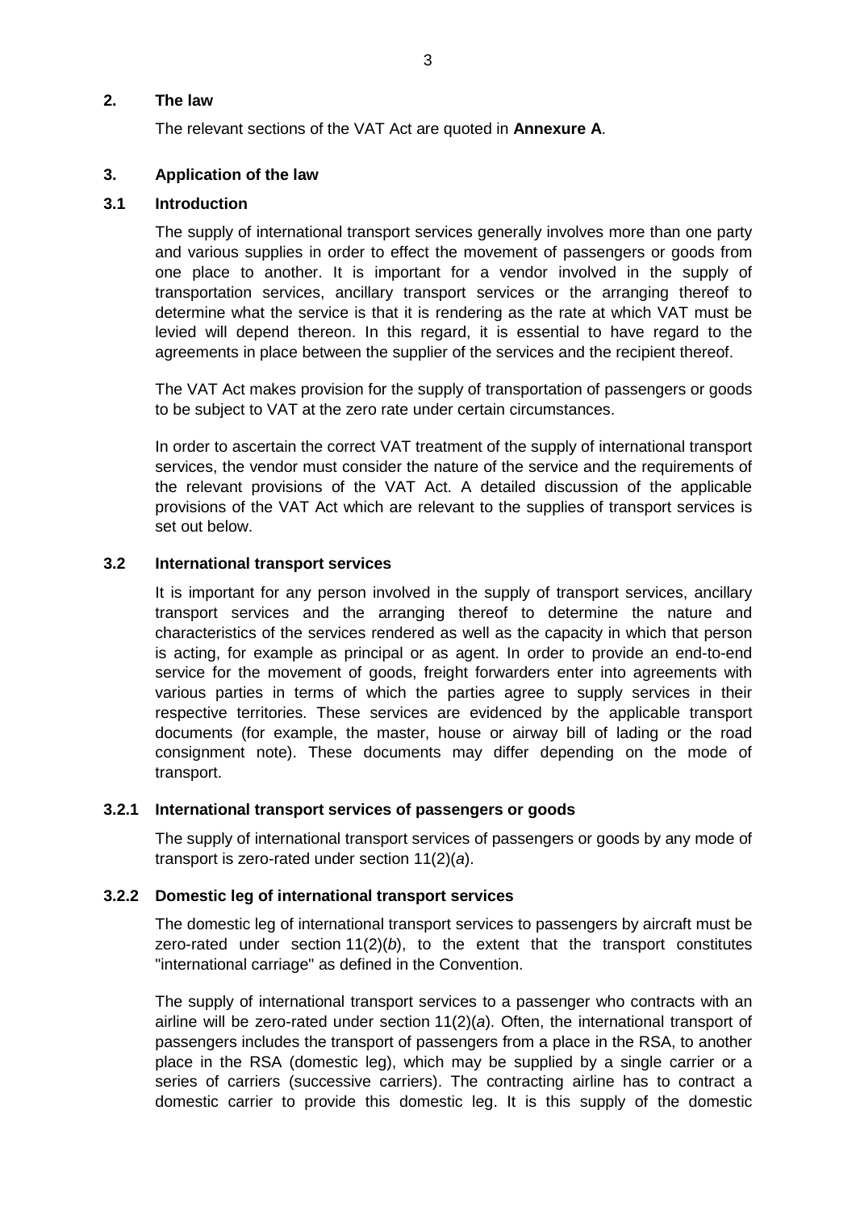## 2. The law

The relevant sections of the VAT Act are quoted in **Annexure A**.

## 3. Application of the law

### 3.1 Introduction

The supply of international transport services generally involves more than one party and various supplies in order to effect the movement of passengers or goods from one place to another. It is important for a vendor involved in the supply of transportation services, ancillary transport services or the arranging thereof to determine what the service is that it is rendering as the rate at which VAT must be levied will depend thereon. In this regard, it is essential to have regard to the agreements in place between the supplier of the services and the recipient thereof.

The VAT Act makes provision for the supply of transportation of passengers or goods to be subject to VAT at the zero rate under certain circumstances.

In order to ascertain the correct VAT treatment of the supply of international transport services, the vendor must consider the nature of the service and the requirements of the relevant provisions of the VAT Act. A detailed discussion of the applicable provisions of the VAT Act which are relevant to the supplies of transport services is set out below.

### 3.2 International transport services

It is important for any person involved in the supply of transport services, ancillary transport services and the arranging thereof to determine the nature and characteristics of the services rendered as well as the capacity in which that person is acting, for example as principal or as agent. In order to provide an end-to-end service for the movement of goods, freight forwarders enter into agreements with various parties in terms of which the parties agree to supply services in their respective territories. These services are evidenced by the applicable transport documents (for example, the master, house or airway bill of lading or the road consignment note). These documents may differ depending on the mode of transport.

#### 3.2.1 International transport services of passengers or goods

The supply of international transport services of passengers or goods by any mode of transport is zero-rated under section 11(2)(*a*).

#### 3.2.2 Domestic leg of international transport services

The domestic leg of international transport services to passengers by aircraft must be zero-rated under section 11(2)(*b*), to the extent that the transport constitutes "international carriage" as defined in the Convention.

The supply of international transport services to a passenger who contracts with an airline will be zero-rated under section 11(2)(*a*). Often, the international transport of passengers includes the transport of passengers from a place in the RSA, to another place in the RSA (domestic leg), which may be supplied by a single carrier or a series of carriers (successive carriers). The contracting airline has to contract a domestic carrier to provide this domestic leg. It is this supply of the domestic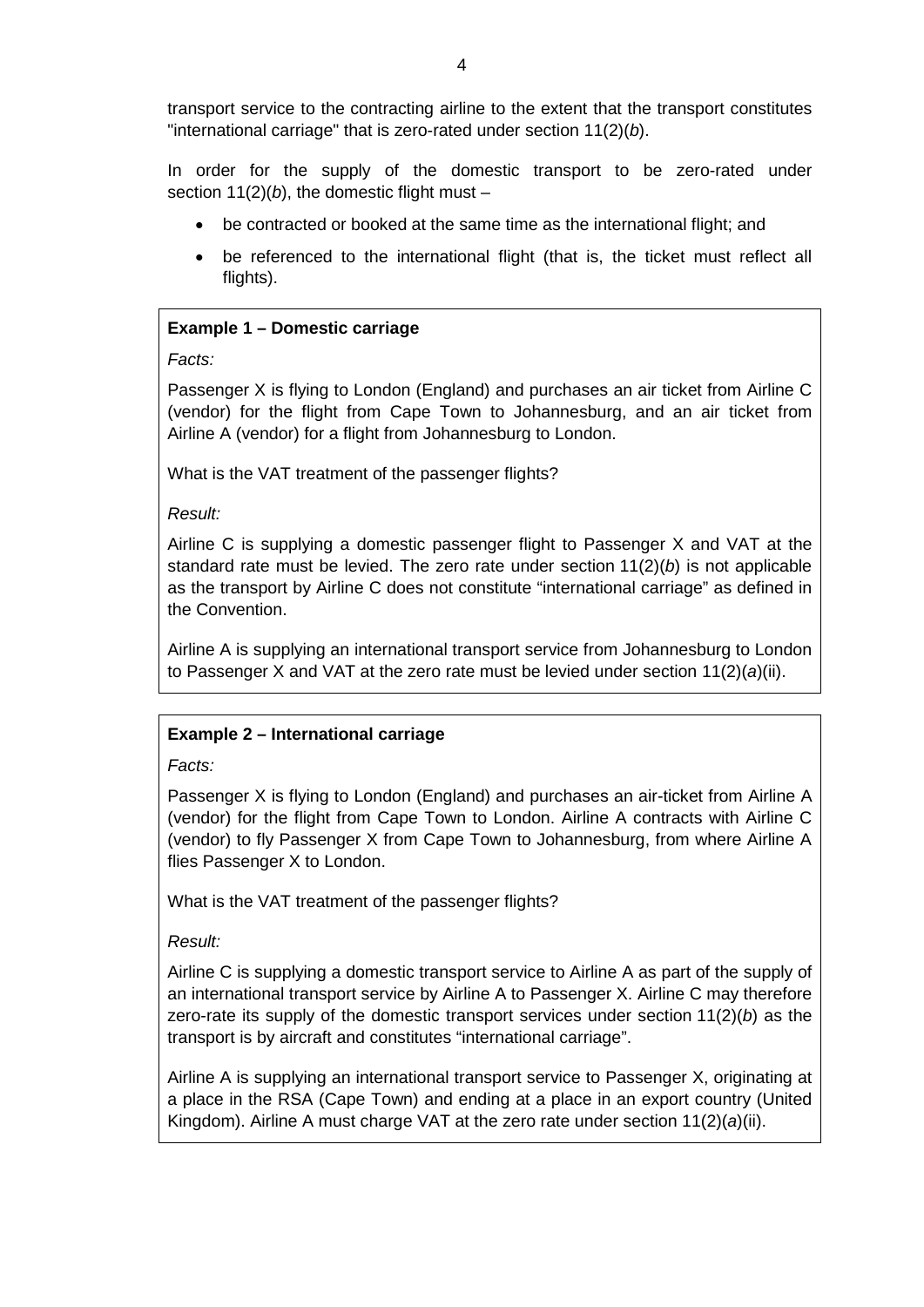transport service to the contracting airline to the extent that the transport constitutes "international carriage" that is zero-rated under section 11(2)(*b*).

In order for the supply of the domestic transport to be zero-rated under section 11(2)(*b*), the domestic flight must –

- be contracted or booked at the same time as the international flight; and
- be referenced to the international flight (that is, the ticket must reflect all flights).

**Example 1 – Domestic carriage**

*Facts:*

Passenger X is flying to London (England) and purchases an air ticket from Airline C (vendor) for the flight from Cape Town to Johannesburg, and an air ticket from Airline A (vendor) for a flight from Johannesburg to London.

What is the VAT treatment of the passenger flights?

*Result:*

Airline C is supplying a domestic passenger flight to Passenger X and VAT at the standard rate must be levied. The zero rate under section 11(2)(*b*) is not applicable as the transport by Airline C does not constitute "international carriage" as defined in the Convention.

Airline A is supplying an international transport service from Johannesburg to London to Passenger X and VAT at the zero rate must be levied under section 11(2)(*a*)(ii).

**Example 2 – International carriage**

*Facts:*

Passenger X is flying to London (England) and purchases an air-ticket from Airline A (vendor) for the flight from Cape Town to London. Airline A contracts with Airline C (vendor) to fly Passenger X from Cape Town to Johannesburg, from where Airline A flies Passenger X to London.

What is the VAT treatment of the passenger flights?

*Result:*

Airline C is supplying a domestic transport service to Airline A as part of the supply of an international transport service by Airline A to Passenger X. Airline C may therefore zero-rate its supply of the domestic transport services under section 11(2)(*b*) as the transport is by aircraft and constitutes "international carriage".

Airline A is supplying an international transport service to Passenger X, originating at a place in the RSA (Cape Town) and ending at a place in an export country (United Kingdom). Airline A must charge VAT at the zero rate under section 11(2)(*a*)(ii).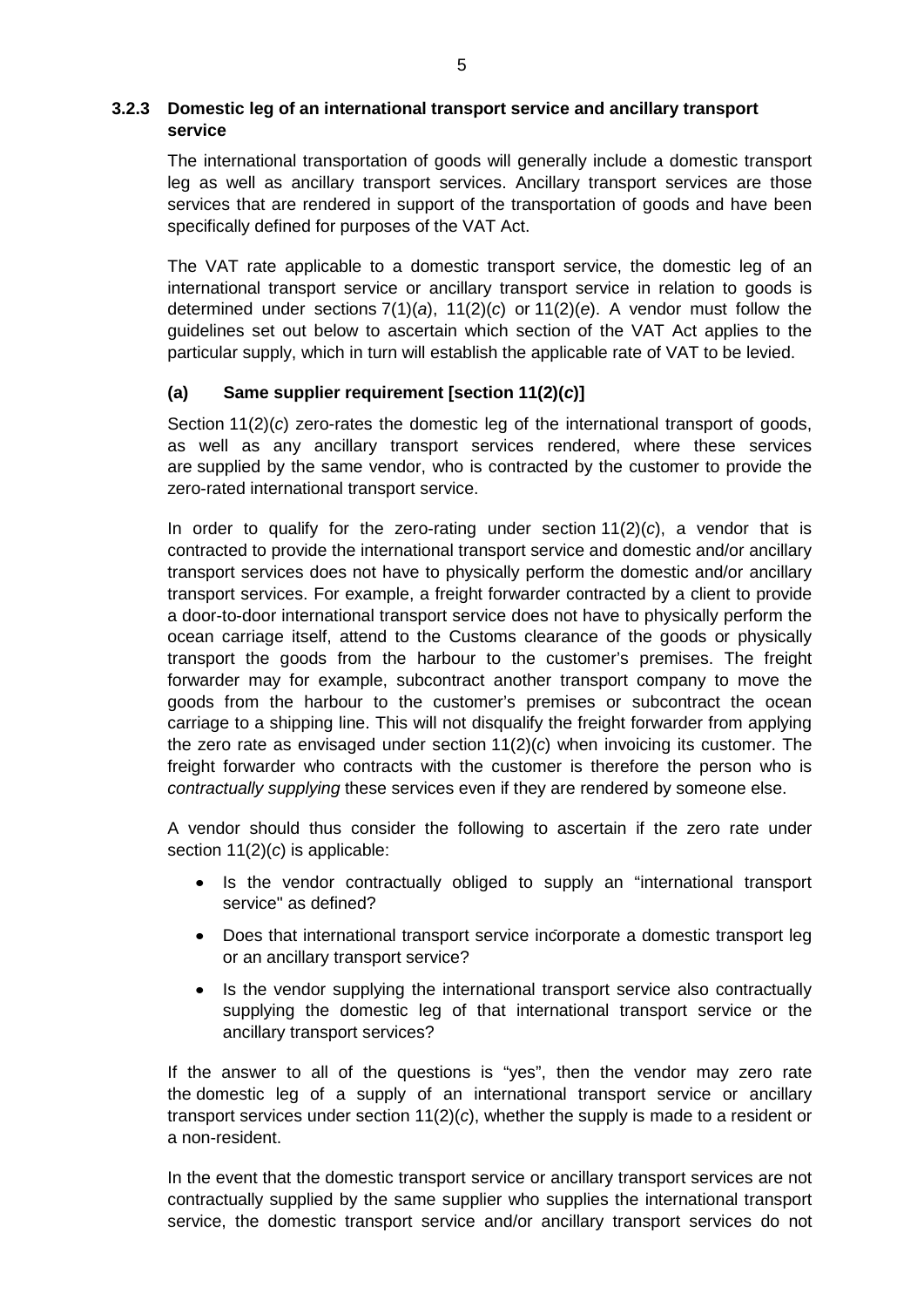### 3.2.3 Domestic leg of an international transport service and ancillary transport service

The international transportation of goods will generally include a domestic transport leg as well as ancillary transport services. Ancillary transport services are those services that are rendered in support of the transportation of goods and have been specifically defined for purposes of the VAT Act.

The VAT rate applicable to a domestic transport service, the domestic leg of an international transport service or ancillary transport service in relation to goods is determined under sections 7(1)(*a*), 11(2)(*c*) or 11(2)(*e*). A vendor must follow the guidelines set out below to ascertain which section of the VAT Act applies to the particular supply, which in turn will establish the applicable rate of VAT to be levied.

#### (a) Same supplier requirement [section 11(2)(*c*)]

Section 11(2)(*c*) zero-rates the domestic leg of the international transport of goods, as well as any ancillary transport services rendered, where these services are supplied by the same vendor, who is contracted by the customer to provide the zero-rated international transport service.

In order to qualify for the zero-rating under section 11(2)(*c*), a vendor that is contracted to provide the international transport service and domestic and/or ancillary transport services does not have to physically perform the domestic and/or ancillary transport services. For example, a freight forwarder contracted by a client to provide a door-to-door international transport service does not have to physically perform the ocean carriage itself, attend to the Customs clearance of the goods or physically transport the goods from the harbour to the customer's premises. The freight forwarder may for example, subcontract another transport company to move the goods from the harbour to the customer's premises or subcontract the ocean carriage to a shipping line. This will not disqualify the freight forwarder from applying the zero rate as envisaged under section 11(2)(*c*) when invoicing its customer. The freight forwarder who contracts with the customer is therefore the person who is *contractually supplying* these services even if they are rendered by someone else.

A vendor should thus consider the following to ascertain if the zero rate under section 11(2)(*c*) is applicable:

- Is the vendor contractually obliged to supply an "international transport service" as defined?
- Does that international transport service incorporate a domestic transport leg or an ancillary transport service?
- Is the vendor supplying the international transport service also contractually supplying the domestic leg of that international transport service or the ancillary transport services?

If the answer to all of the questions is "yes", then the vendor may zero rate the domestic leg of a supply of an international transport service or ancillary transport services under section 11(2)(*c*), whether the supply is made to a resident or a non-resident.

In the event that the domestic transport service or ancillary transport services are not contractually supplied by the same supplier who supplies the international transport service, the domestic transport service and/or ancillary transport services do not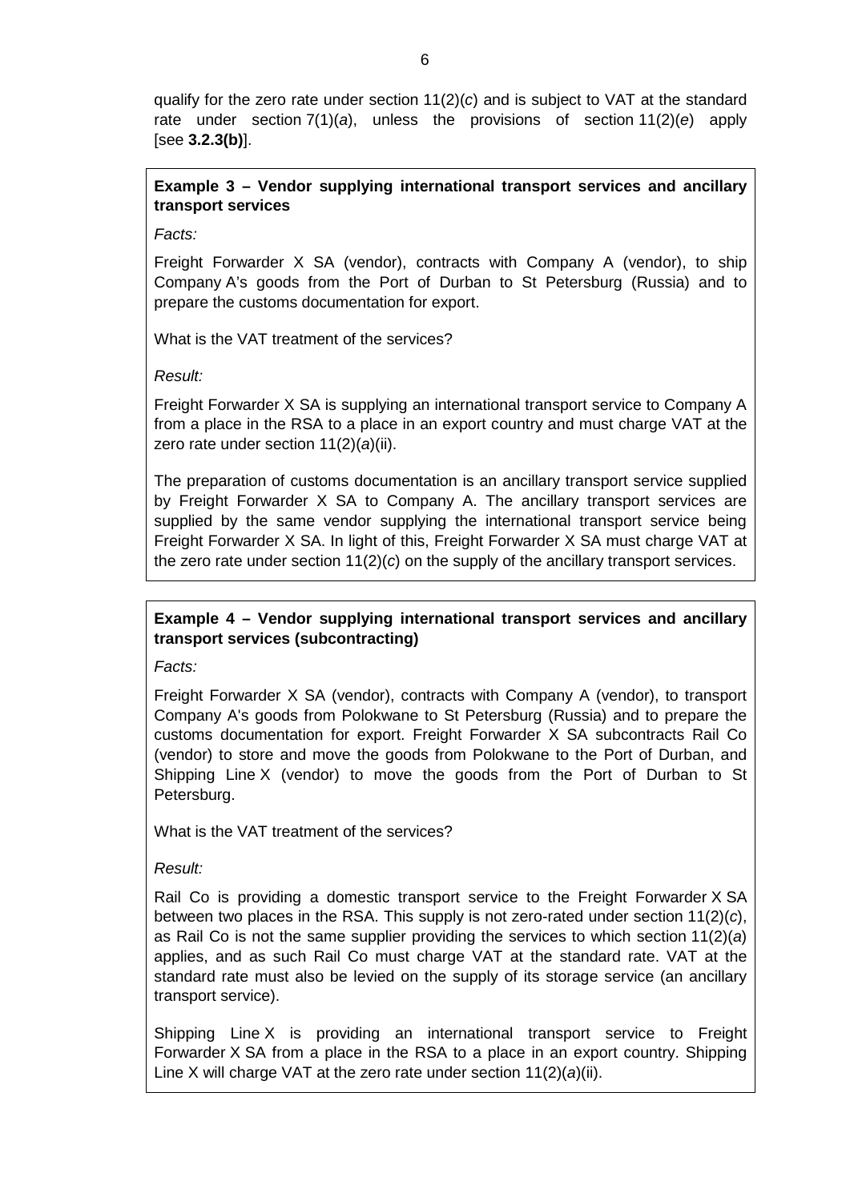qualify for the zero rate under section 11(2)(*c*) and is subject to VAT at the standard rate under section 7(1)(*a*), unless the provisions of section 11(2)(*e*) apply [see **3.2.3(b)**].

**Example 3 – Vendor supplying international transport services and ancillary transport services**

*Facts:*

Freight Forwarder X SA (vendor), contracts with Company A (vendor), to ship Company A's goods from the Port of Durban to St Petersburg (Russia) and to prepare the customs documentation for export.

What is the VAT treatment of the services?

*Result:*

Freight Forwarder X SA is supplying an international transport service to Company A from a place in the RSA to a place in an export country and must charge VAT at the zero rate under section 11(2)(*a*)(ii).

The preparation of customs documentation is an ancillary transport service supplied by Freight Forwarder X SA to Company A. The ancillary transport services are supplied by the same vendor supplying the international transport service being Freight Forwarder X SA. In light of this, Freight Forwarder X SA must charge VAT at the zero rate under section 11(2)(*c*) on the supply of the ancillary transport services.

**Example 4 – Vendor supplying international transport services and ancillary transport services (subcontracting)**

*Facts:*

Freight Forwarder X SA (vendor), contracts with Company A (vendor), to transport Company A's goods from Polokwane to St Petersburg (Russia) and to prepare the customs documentation for export. Freight Forwarder X SA subcontracts Rail Co (vendor) to store and move the goods from Polokwane to the Port of Durban, and Shipping Line X (vendor) to move the goods from the Port of Durban to St Petersburg.

What is the VAT treatment of the services?

*Result:*

Rail Co is providing a domestic transport service to the Freight Forwarder X SA between two places in the RSA. This supply is not zero-rated under section 11(2)(*c*), as Rail Co is not the same supplier providing the services to which section 11(2)(*a*) applies, and as such Rail Co must charge VAT at the standard rate. VAT at the standard rate must also be levied on the supply of its storage service (an ancillary transport service).

Shipping Line X is providing an international transport service to Freight Forwarder X SA from a place in the RSA to a place in an export country. Shipping Line X will charge VAT at the zero rate under section 11(2)(*a*)(ii).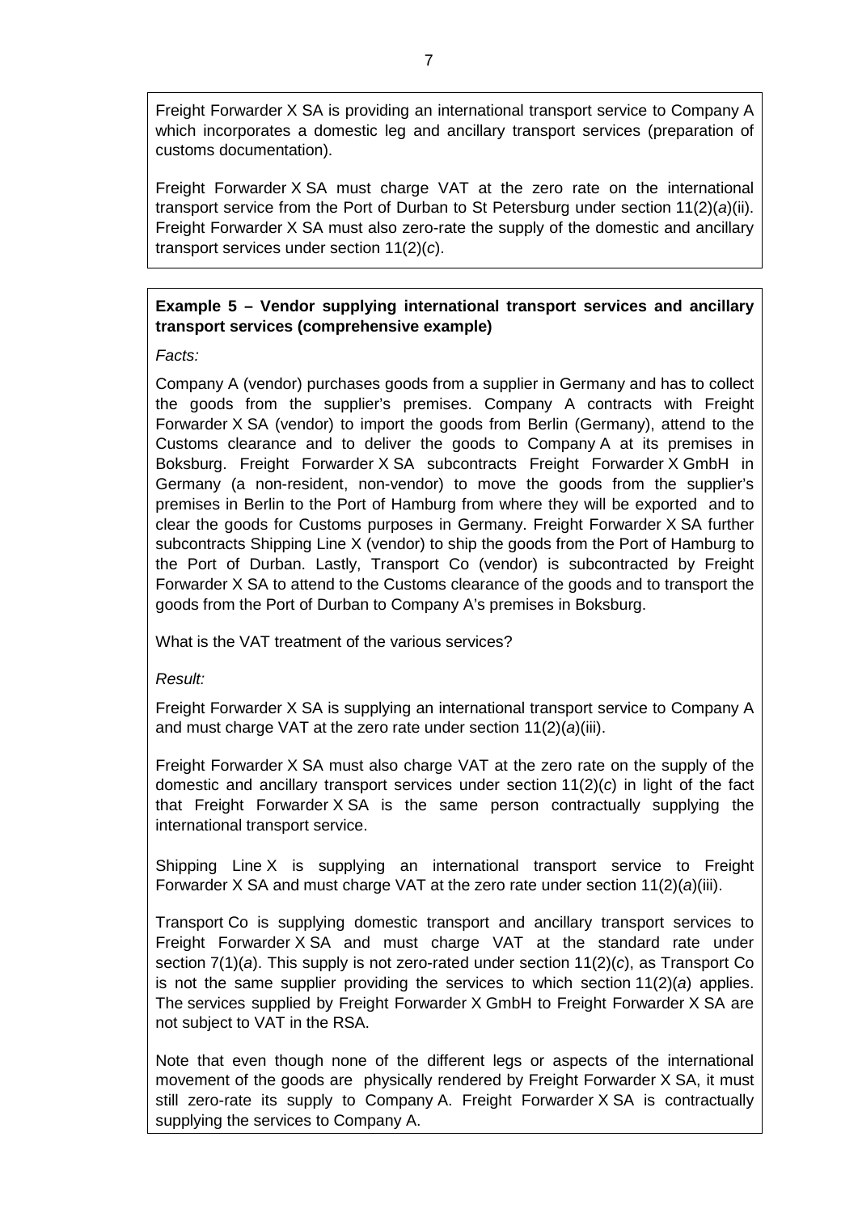Freight Forwarder X SA is providing an international transport service to Company A which incorporates a domestic leg and ancillary transport services (preparation of customs documentation).

Freight Forwarder X SA must charge VAT at the zero rate on the international transport service from the Port of Durban to St Petersburg under section 11(2)(*a*)(ii). Freight Forwarder X SA must also zero-rate the supply of the domestic and ancillary transport services under section 11(2)(*c*).

**Example 5 – Vendor supplying international transport services and ancillary transport services (comprehensive example)**

*Facts:*

Company A (vendor) purchases goods from a supplier in Germany and has to collect the goods from the supplier's premises. Company A contracts with Freight Forwarder X SA (vendor) to import the goods from Berlin (Germany), attend to the Customs clearance and to deliver the goods to Company A at its premises in Boksburg. Freight Forwarder X SA subcontracts Freight Forwarder X GmbH in Germany (a non-resident, non-vendor) to move the goods from the supplier's premises in Berlin to the Port of Hamburg from where they will be exported and to clear the goods for Customs purposes in Germany. Freight Forwarder X SA further subcontracts Shipping Line X (vendor) to ship the goods from the Port of Hamburg to the Port of Durban. Lastly, Transport Co (vendor) is subcontracted by Freight Forwarder X SA to attend to the Customs clearance of the goods and to transport the goods from the Port of Durban to Company A's premises in Boksburg.

What is the VAT treatment of the various services?

*Result:*

Freight Forwarder X SA is supplying an international transport service to Company A and must charge VAT at the zero rate under section 11(2)(*a*)(iii).

Freight Forwarder X SA must also charge VAT at the zero rate on the supply of the domestic and ancillary transport services under section 11(2)(*c*) in light of the fact that Freight Forwarder X SA is the same person contractually supplying the international transport service.

Shipping Line X is supplying an international transport service to Freight Forwarder X SA and must charge VAT at the zero rate under section 11(2)(*a*)(iii).

Transport Co is supplying domestic transport and ancillary transport services to Freight Forwarder X SA and must charge VAT at the standard rate under section 7(1)(*a*). This supply is not zero-rated under section 11(2)(*c*), as Transport Co is not the same supplier providing the services to which section 11(2)(*a*) applies. The services supplied by Freight Forwarder X GmbH to Freight Forwarder X SA are not subject to VAT in the RSA.

Note that even though none of the different legs or aspects of the international movement of the goods are physically rendered by Freight Forwarder X SA, it must still zero-rate its supply to Company A. Freight Forwarder X SA is contractually supplying the services to Company A.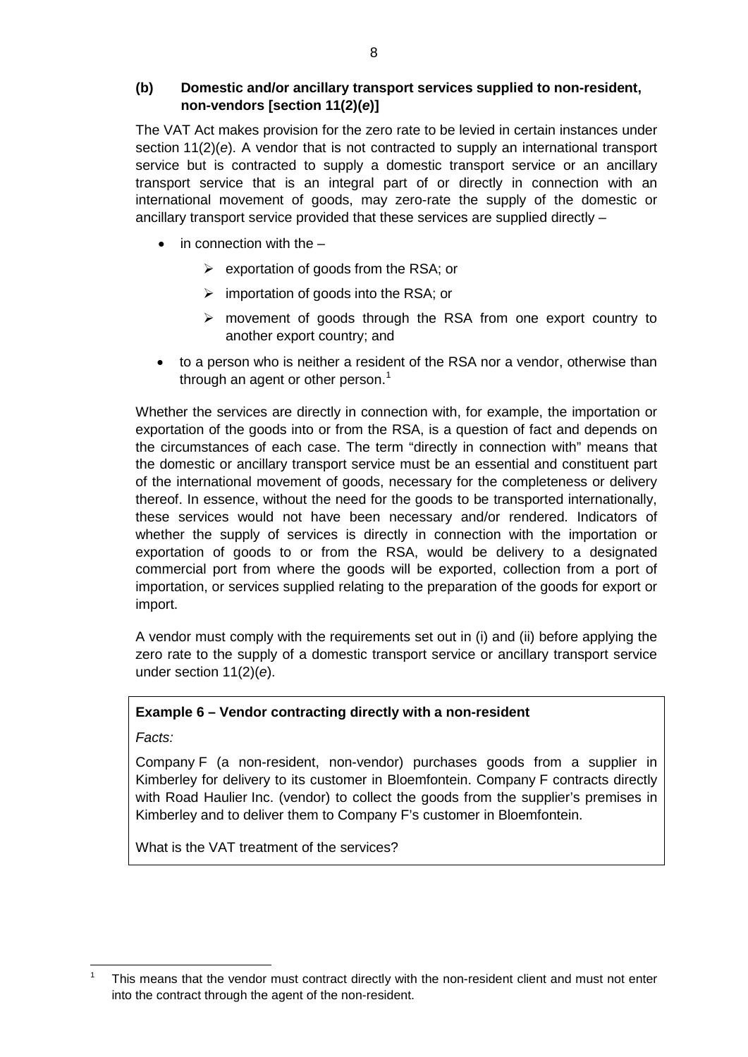### (b) Domestic and/or ancillary transport services supplied to non-resident, non-vendors [section 11(2)(*e*)]

The VAT Act makes provision for the zero rate to be levied in certain instances under section 11(2)(*e*). A vendor that is not contracted to supply an international transport service but is contracted to supply a domestic transport service or an ancillary transport service that is an integral part of or directly in connection with an international movement of goods, may zero-rate the supply of the domestic or ancillary transport service provided that these services are supplied directly –

- in connection with the –
  - exportation of goods from the RSA; or
  - importation of goods into the RSA; or
  - movement of goods through the RSA from one export country to another export country; and
- to a person who is neither a resident of the RSA nor a vendor, otherwise than through an agent or other person.[1]

Whether the services are directly in connection with, for example, the importation or exportation of the goods into or from the RSA, is a question of fact and depends on the circumstances of each case. The term "directly in connection with" means that the domestic or ancillary transport service must be an essential and constituent part of the international movement of goods, necessary for the completeness or delivery thereof. In essence, without the need for the goods to be transported internationally, these services would not have been necessary and/or rendered. Indicators of whether the supply of services is directly in connection with the importation or exportation of goods to or from the RSA, would be delivery to a designated commercial port from where the goods will be exported, collection from a port of importation, or services supplied relating to the preparation of the goods for export or import.

A vendor must comply with the requirements set out in (i) and (ii) before applying the zero rate to the supply of a domestic transport service or ancillary transport service under section 11(2)(*e*).

**Example 6 – Vendor contracting directly with a non-resident**

*Facts:*

Company F (a non-resident, non-vendor) purchases goods from a supplier in Kimberley for delivery to its customer in Bloemfontein. Company F contracts directly with Road Haulier Inc. (vendor) to collect the goods from the supplier's premises in Kimberley and to deliver them to Company F's customer in Bloemfontein.

What is the VAT treatment of the services?

---

[1] This means that the vendor must contract directly with the non-resident client and must not enter into the contract through the agent of the non-resident.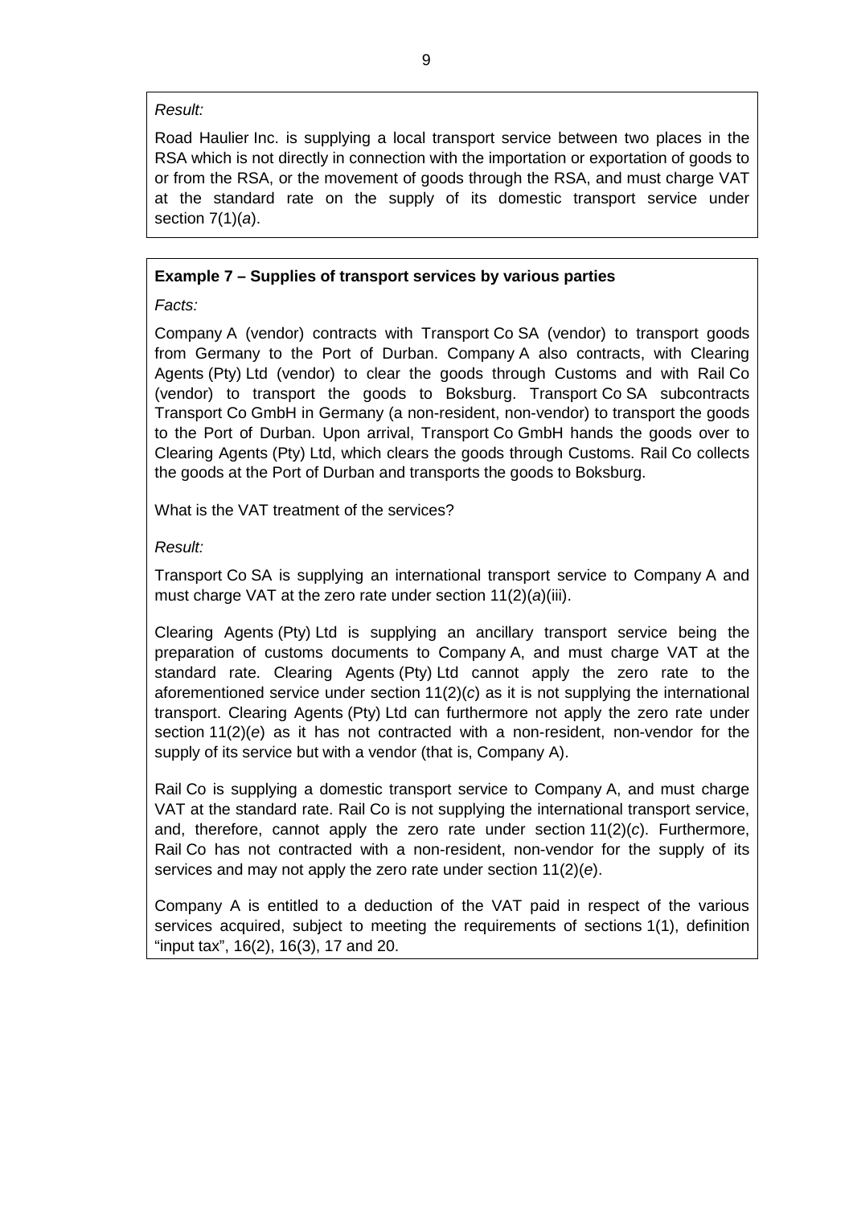*Result:*

Road Haulier Inc. is supplying a local transport service between two places in the RSA which is not directly in connection with the importation or exportation of goods to or from the RSA, or the movement of goods through the RSA, and must charge VAT at the standard rate on the supply of its domestic transport service under section 7(1)(*a*).

**Example 7 – Supplies of transport services by various parties**

*Facts:*

Company A (vendor) contracts with Transport Co SA (vendor) to transport goods from Germany to the Port of Durban. Company A also contracts, with Clearing Agents (Pty) Ltd (vendor) to clear the goods through Customs and with Rail Co (vendor) to transport the goods to Boksburg. Transport Co SA subcontracts Transport Co GmbH in Germany (a non-resident, non-vendor) to transport the goods to the Port of Durban. Upon arrival, Transport Co GmbH hands the goods over to Clearing Agents (Pty) Ltd, which clears the goods through Customs. Rail Co collects the goods at the Port of Durban and transports the goods to Boksburg.

What is the VAT treatment of the services?

*Result:*

Transport Co SA is supplying an international transport service to Company A and must charge VAT at the zero rate under section 11(2)(*a*)(iii).

Clearing Agents (Pty) Ltd is supplying an ancillary transport service being the preparation of customs documents to Company A, and must charge VAT at the standard rate. Clearing Agents (Pty) Ltd cannot apply the zero rate to the aforementioned service under section 11(2)(*c*) as it is not supplying the international transport. Clearing Agents (Pty) Ltd can furthermore not apply the zero rate under section 11(2)(*e*) as it has not contracted with a non-resident, non-vendor for the supply of its service but with a vendor (that is, Company A).

Rail Co is supplying a domestic transport service to Company A, and must charge VAT at the standard rate. Rail Co is not supplying the international transport service, and, therefore, cannot apply the zero rate under section 11(2)(*c*). Furthermore, Rail Co has not contracted with a non-resident, non-vendor for the supply of its services and may not apply the zero rate under section 11(2)(*e*).

Company A is entitled to a deduction of the VAT paid in respect of the various services acquired, subject to meeting the requirements of sections 1(1), definition "input tax", 16(2), 16(3), 17 and 20.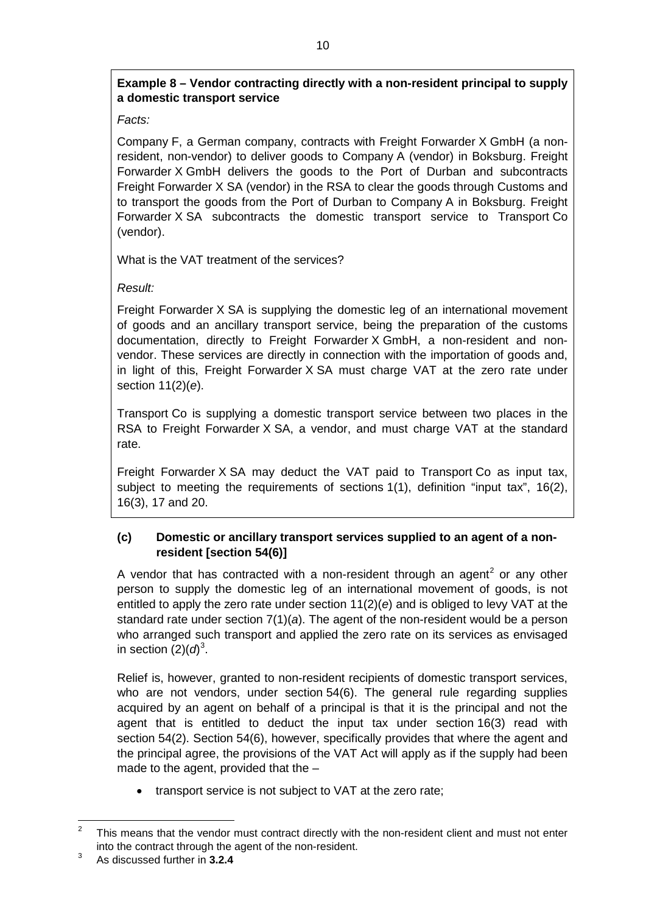**Example 8 – Vendor contracting directly with a non-resident principal to supply a domestic transport service**

*Facts:*

Company F, a German company, contracts with Freight Forwarder X GmbH (a non-resident, non-vendor) to deliver goods to Company A (vendor) in Boksburg. Freight Forwarder X GmbH delivers the goods to the Port of Durban and subcontracts Freight Forwarder X SA (vendor) in the RSA to clear the goods through Customs and to transport the goods from the Port of Durban to Company A in Boksburg. Freight Forwarder X SA subcontracts the domestic transport service to Transport Co (vendor).

What is the VAT treatment of the services?

*Result:*

Freight Forwarder X SA is supplying the domestic leg of an international movement of goods and an ancillary transport service, being the preparation of the customs documentation, directly to Freight Forwarder X GmbH, a non-resident and non-vendor. These services are directly in connection with the importation of goods and, in light of this, Freight Forwarder X SA must charge VAT at the zero rate under section 11(2)(*e*).

Transport Co is supplying a domestic transport service between two places in the RSA to Freight Forwarder X SA, a vendor, and must charge VAT at the standard rate.

Freight Forwarder X SA may deduct the VAT paid to Transport Co as input tax, subject to meeting the requirements of sections 1(1), definition "input tax", 16(2), 16(3), 17 and 20.

**(c) Domestic or ancillary transport services supplied to an agent of a non-resident [section 54(6)]**

A vendor that has contracted with a non-resident through an agent[2] or any other person to supply the domestic leg of an international movement of goods, is not entitled to apply the zero rate under section 11(2)(*e*) and is obliged to levy VAT at the standard rate under section 7(1)(*a*). The agent of the non-resident would be a person who arranged such transport and applied the zero rate on its services as envisaged in section (2)(*d*)[3].

Relief is, however, granted to non-resident recipients of domestic transport services, who are not vendors, under section 54(6). The general rule regarding supplies acquired by an agent on behalf of a principal is that it is the principal and not the agent that is entitled to deduct the input tax under section 16(3) read with section 54(2). Section 54(6), however, specifically provides that where the agent and the principal agree, the provisions of the VAT Act will apply as if the supply had been made to the agent, provided that the –

- transport service is not subject to VAT at the zero rate;

---

[2] This means that the vendor must contract directly with the non-resident client and must not enter into the contract through the agent of the non-resident.

[3] As discussed further in **3.2.4**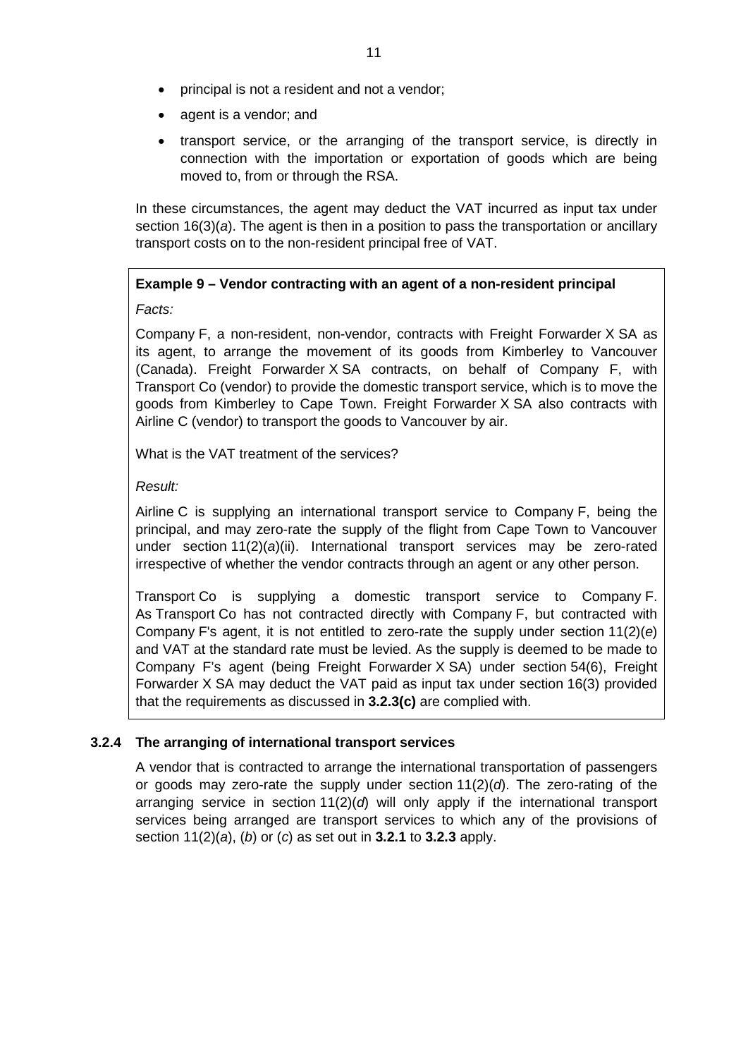- principal is not a resident and not a vendor;
- agent is a vendor; and
- transport service, or the arranging of the transport service, is directly in connection with the importation or exportation of goods which are being moved to, from or through the RSA.

In these circumstances, the agent may deduct the VAT incurred as input tax under section 16(3)(*a*). The agent is then in a position to pass the transportation or ancillary transport costs on to the non-resident principal free of VAT.

**Example 9 – Vendor contracting with an agent of a non-resident principal**

*Facts:*

Company F, a non-resident, non-vendor, contracts with Freight Forwarder X SA as its agent, to arrange the movement of its goods from Kimberley to Vancouver (Canada). Freight Forwarder X SA contracts, on behalf of Company F, with Transport Co (vendor) to provide the domestic transport service, which is to move the goods from Kimberley to Cape Town. Freight Forwarder X SA also contracts with Airline C (vendor) to transport the goods to Vancouver by air.

What is the VAT treatment of the services?

*Result:*

Airline C is supplying an international transport service to Company F, being the principal, and may zero-rate the supply of the flight from Cape Town to Vancouver under section 11(2)(*a*)(ii). International transport services may be zero-rated irrespective of whether the vendor contracts through an agent or any other person.

Transport Co is supplying a domestic transport service to Company F. As Transport Co has not contracted directly with Company F, but contracted with Company F's agent, it is not entitled to zero-rate the supply under section 11(2)(*e*) and VAT at the standard rate must be levied. As the supply is deemed to be made to Company F's agent (being Freight Forwarder X SA) under section 54(6), Freight Forwarder X SA may deduct the VAT paid as input tax under section 16(3) provided that the requirements as discussed in **3.2.3(c)** are complied with.

### 3.2.4 The arranging of international transport services

A vendor that is contracted to arrange the international transportation of passengers or goods may zero-rate the supply under section 11(2)(*d*). The zero-rating of the arranging service in section 11(2)(*d*) will only apply if the international transport services being arranged are transport services to which any of the provisions of section 11(2)(*a*), (*b*) or (*c*) as set out in **3.2.1** to **3.2.3** apply.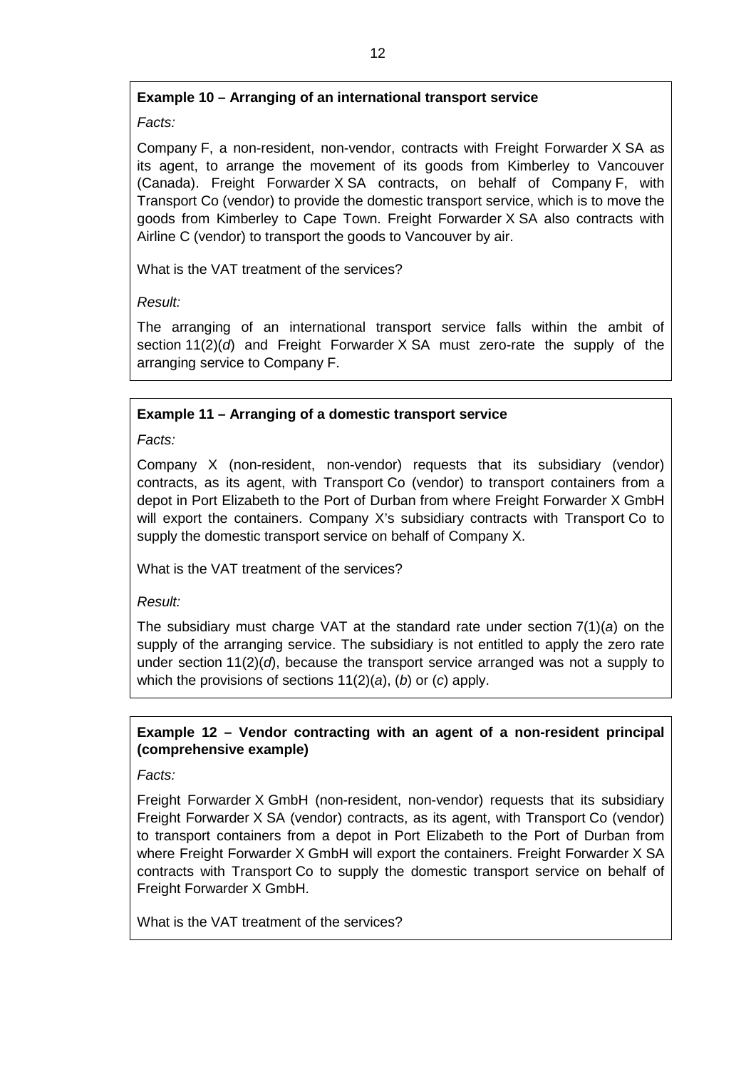**Example 10 – Arranging of an international transport service**

*Facts:*

Company F, a non-resident, non-vendor, contracts with Freight Forwarder X SA as its agent, to arrange the movement of its goods from Kimberley to Vancouver (Canada). Freight Forwarder X SA contracts, on behalf of Company F, with Transport Co (vendor) to provide the domestic transport service, which is to move the goods from Kimberley to Cape Town. Freight Forwarder X SA also contracts with Airline C (vendor) to transport the goods to Vancouver by air.

What is the VAT treatment of the services?

*Result:*

The arranging of an international transport service falls within the ambit of section 11(2)(*d*) and Freight Forwarder X SA must zero-rate the supply of the arranging service to Company F.

**Example 11 – Arranging of a domestic transport service**

*Facts:*

Company X (non-resident, non-vendor) requests that its subsidiary (vendor) contracts, as its agent, with Transport Co (vendor) to transport containers from a depot in Port Elizabeth to the Port of Durban from where Freight Forwarder X GmbH will export the containers. Company X's subsidiary contracts with Transport Co to supply the domestic transport service on behalf of Company X.

What is the VAT treatment of the services?

*Result:*

The subsidiary must charge VAT at the standard rate under section 7(1)(*a*) on the supply of the arranging service. The subsidiary is not entitled to apply the zero rate under section 11(2)(*d*), because the transport service arranged was not a supply to which the provisions of sections 11(2)(*a*), (*b*) or (*c*) apply.

**Example 12 – Vendor contracting with an agent of a non-resident principal (comprehensive example)**

*Facts:*

Freight Forwarder X GmbH (non-resident, non-vendor) requests that its subsidiary Freight Forwarder X SA (vendor) contracts, as its agent, with Transport Co (vendor) to transport containers from a depot in Port Elizabeth to the Port of Durban from where Freight Forwarder X GmbH will export the containers. Freight Forwarder X SA contracts with Transport Co to supply the domestic transport service on behalf of Freight Forwarder X GmbH.

What is the VAT treatment of the services?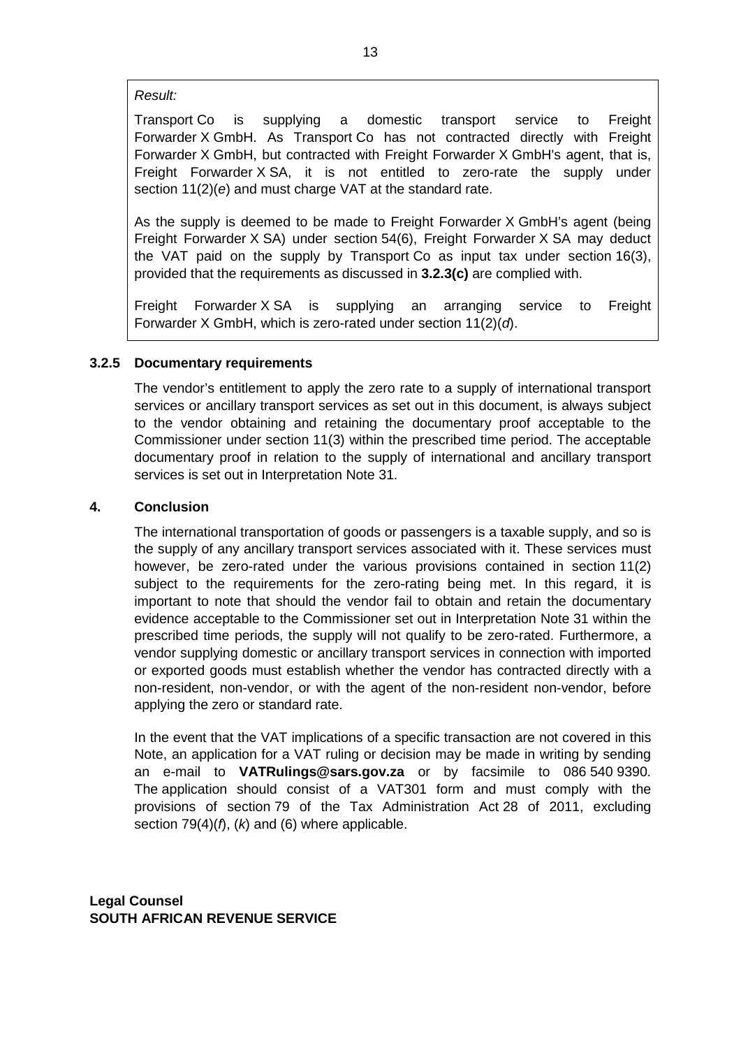*Result:*

Transport Co is supplying a domestic transport service to Freight Forwarder X GmbH. As Transport Co has not contracted directly with Freight Forwarder X GmbH, but contracted with Freight Forwarder X GmbH's agent, that is, Freight Forwarder X SA, it is not entitled to zero-rate the supply under section 11(2)(*e*) and must charge VAT at the standard rate.

As the supply is deemed to be made to Freight Forwarder X GmbH's agent (being Freight Forwarder X SA) under section 54(6), Freight Forwarder X SA may deduct the VAT paid on the supply by Transport Co as input tax under section 16(3), provided that the requirements as discussed in **3.2.3(c)** are complied with.

Freight Forwarder X SA is supplying an arranging service to Freight Forwarder X GmbH, which is zero-rated under section 11(2)(*d*).

### 3.2.5 Documentary requirements

The vendor's entitlement to apply the zero rate to a supply of international transport services or ancillary transport services as set out in this document, is always subject to the vendor obtaining and retaining the documentary proof acceptable to the Commissioner under section 11(3) within the prescribed time period. The acceptable documentary proof in relation to the supply of international and ancillary transport services is set out in Interpretation Note 31.

## 4. Conclusion

The international transportation of goods or passengers is a taxable supply, and so is the supply of any ancillary transport services associated with it. These services must however, be zero-rated under the various provisions contained in section 11(2) subject to the requirements for the zero-rating being met. In this regard, it is important to note that should the vendor fail to obtain and retain the documentary evidence acceptable to the Commissioner set out in Interpretation Note 31 within the prescribed time periods, the supply will not qualify to be zero-rated. Furthermore, a vendor supplying domestic or ancillary transport services in connection with imported or exported goods must establish whether the vendor has contracted directly with a non-resident, non-vendor, or with the agent of the non-resident non-vendor, before applying the zero or standard rate.

In the event that the VAT implications of a specific transaction are not covered in this Note, an application for a VAT ruling or decision may be made in writing by sending an e-mail to **VATRulings@sars.gov.za** or by facsimile to 086 540 9390. The application should consist of a VAT301 form and must comply with the provisions of section 79 of the Tax Administration Act 28 of 2011, excluding section 79(4)(*f*), (*k*) and (6) where applicable.

**Legal Counsel**
**SOUTH AFRICAN REVENUE SERVICE**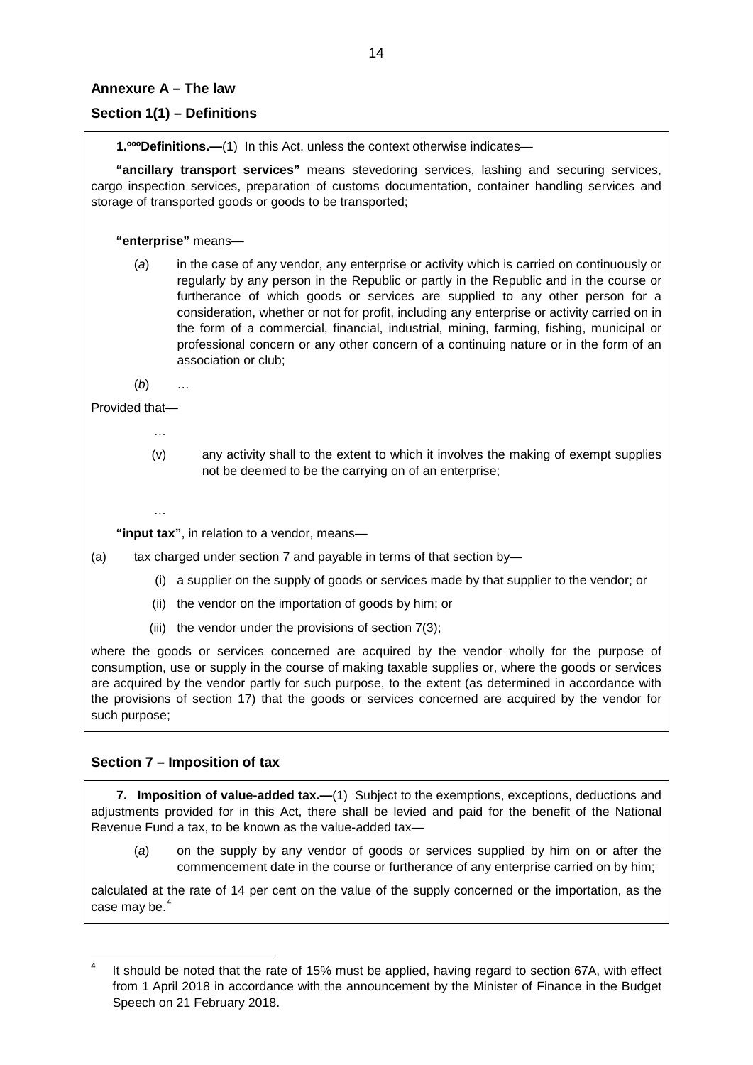## Annexure A – The law

### Section 1(1) – Definitions

**1. Definitions.—**(1) In this Act, unless the context otherwise indicates—

**"ancillary transport services"** means stevedoring services, lashing and securing services, cargo inspection services, preparation of customs documentation, container handling services and storage of transported goods or goods to be transported;

**"enterprise"** means—

(*a*) in the case of any vendor, any enterprise or activity which is carried on continuously or regularly by any person in the Republic or partly in the Republic and in the course or furtherance of which goods or services are supplied to any other person for a consideration, whether or not for profit, including any enterprise or activity carried on in the form of a commercial, financial, industrial, mining, farming, fishing, municipal or professional concern or any other concern of a continuing nature or in the form of an association or club;

(*b*) …

Provided that—

…

(v) any activity shall to the extent to which it involves the making of exempt supplies not be deemed to be the carrying on of an enterprise;

…

**"input tax"**, in relation to a vendor, means—

(a) tax charged under section 7 and payable in terms of that section by—

(i) a supplier on the supply of goods or services made by that supplier to the vendor; or

(ii) the vendor on the importation of goods by him; or

(iii) the vendor under the provisions of section 7(3);

where the goods or services concerned are acquired by the vendor wholly for the purpose of consumption, use or supply in the course of making taxable supplies or, where the goods or services are acquired by the vendor partly for such purpose, to the extent (as determined in accordance with the provisions of section 17) that the goods or services concerned are acquired by the vendor for such purpose;

### Section 7 – Imposition of tax

**7. Imposition of value-added tax.—**(1) Subject to the exemptions, exceptions, deductions and adjustments provided for in this Act, there shall be levied and paid for the benefit of the National Revenue Fund a tax, to be known as the value-added tax—

(*a*) on the supply by any vendor of goods or services supplied by him on or after the commencement date in the course or furtherance of any enterprise carried on by him;

calculated at the rate of 14 per cent on the value of the supply concerned or the importation, as the case may be.[4]

---

[4] It should be noted that the rate of 15% must be applied, having regard to section 67A, with effect from 1 April 2018 in accordance with the announcement by the Minister of Finance in the Budget Speech on 21 February 2018.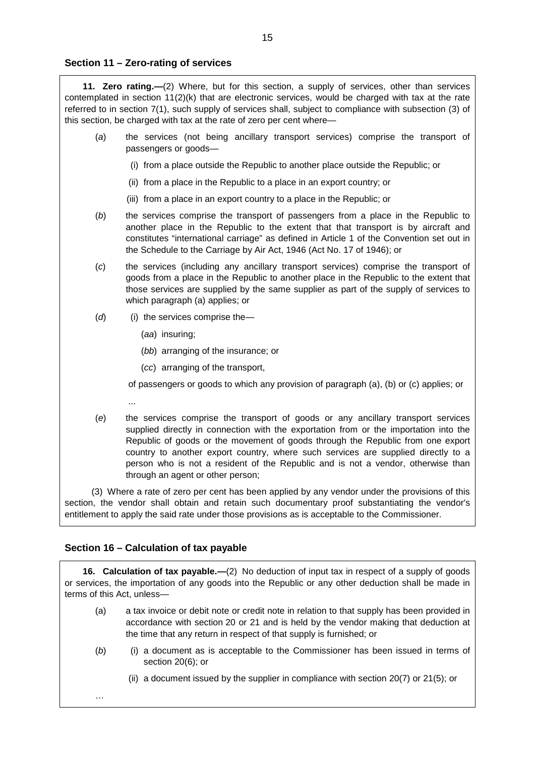## Section 11 – Zero-rating of services

**11. Zero rating.—**(2) Where, but for this section, a supply of services, other than services contemplated in section 11(2)(k) that are electronic services, would be charged with tax at the rate referred to in section 7(1), such supply of services shall, subject to compliance with subsection (3) of this section, be charged with tax at the rate of zero per cent where—

(*a*) the services (not being ancillary transport services) comprise the transport of passengers or goods—

(i) from a place outside the Republic to another place outside the Republic; or

(ii) from a place in the Republic to a place in an export country; or

(iii) from a place in an export country to a place in the Republic; or

(*b*) the services comprise the transport of passengers from a place in the Republic to another place in the Republic to the extent that that transport is by aircraft and constitutes "international carriage" as defined in Article 1 of the Convention set out in the Schedule to the Carriage by Air Act, 1946 (Act No. 17 of 1946); or

(*c*) the services (including any ancillary transport services) comprise the transport of goods from a place in the Republic to another place in the Republic to the extent that those services are supplied by the same supplier as part of the supply of services to which paragraph (a) applies; or

(*d*) (i) the services comprise the—

(*aa*) insuring;

(*bb*) arranging of the insurance; or

(*cc*) arranging of the transport,

of passengers or goods to which any provision of paragraph (a), (b) or (c) applies; or

...

(*e*) the services comprise the transport of goods or any ancillary transport services supplied directly in connection with the exportation from or the importation into the Republic of goods or the movement of goods through the Republic from one export country to another export country, where such services are supplied directly to a person who is not a resident of the Republic and is not a vendor, otherwise than through an agent or other person;

(3) Where a rate of zero per cent has been applied by any vendor under the provisions of this section, the vendor shall obtain and retain such documentary proof substantiating the vendor's entitlement to apply the said rate under those provisions as is acceptable to the Commissioner.

## Section 16 – Calculation of tax payable

**16. Calculation of tax payable.—**(2) No deduction of input tax in respect of a supply of goods or services, the importation of any goods into the Republic or any other deduction shall be made in terms of this Act, unless—

(a) a tax invoice or debit note or credit note in relation to that supply has been provided in accordance with section 20 or 21 and is held by the vendor making that deduction at the time that any return in respect of that supply is furnished; or

(*b*) (i) a document as is acceptable to the Commissioner has been issued in terms of section 20(6); or

(ii) a document issued by the supplier in compliance with section 20(7) or 21(5); or

…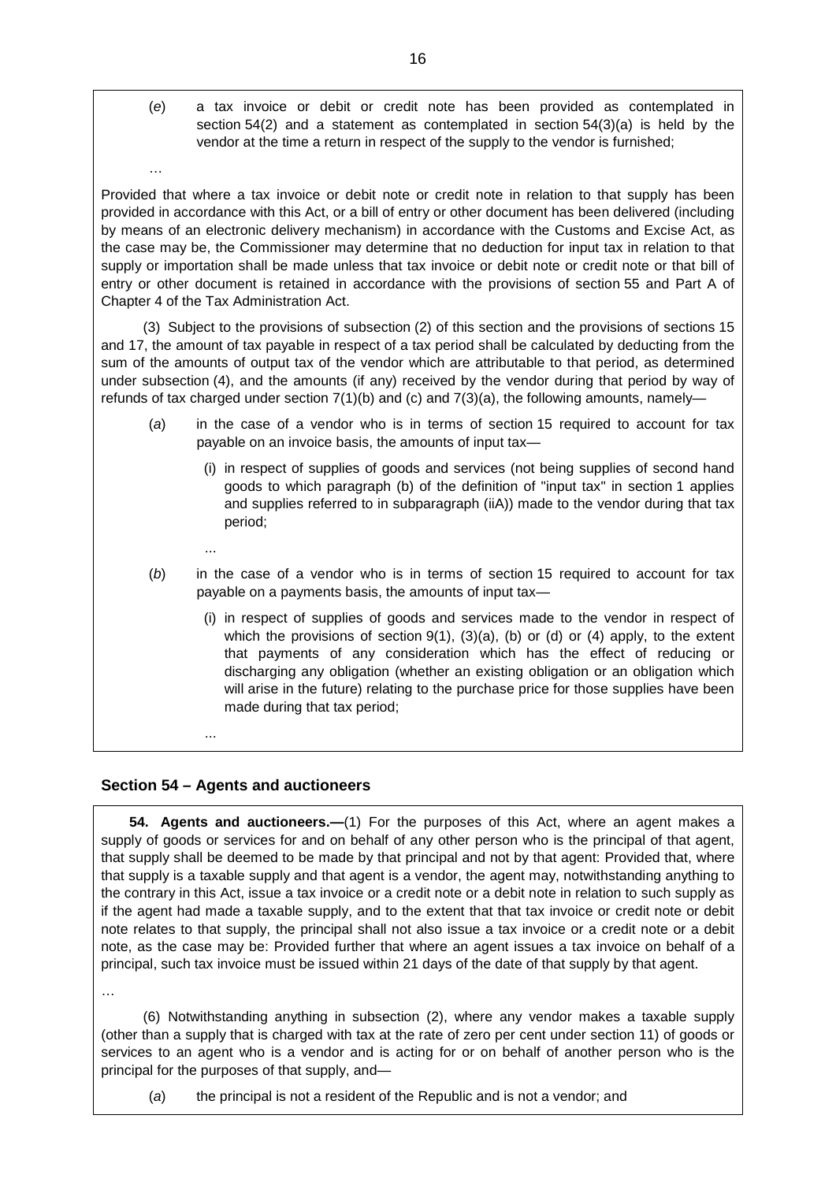(*e*) a tax invoice or debit or credit note has been provided as contemplated in section 54(2) and a statement as contemplated in section 54(3)(a) is held by the vendor at the time a return in respect of the supply to the vendor is furnished;

…

Provided that where a tax invoice or debit note or credit note in relation to that supply has been provided in accordance with this Act, or a bill of entry or other document has been delivered (including by means of an electronic delivery mechanism) in accordance with the Customs and Excise Act, as the case may be, the Commissioner may determine that no deduction for input tax in relation to that supply or importation shall be made unless that tax invoice or debit note or credit note or that bill of entry or other document is retained in accordance with the provisions of section 55 and Part A of Chapter 4 of the Tax Administration Act.

(3) Subject to the provisions of subsection (2) of this section and the provisions of sections 15 and 17, the amount of tax payable in respect of a tax period shall be calculated by deducting from the sum of the amounts of output tax of the vendor which are attributable to that period, as determined under subsection (4), and the amounts (if any) received by the vendor during that period by way of refunds of tax charged under section 7(1)(b) and (c) and 7(3)(a), the following amounts, namely—

(*a*) in the case of a vendor who is in terms of section 15 required to account for tax payable on an invoice basis, the amounts of input tax—

(i) in respect of supplies of goods and services (not being supplies of second hand goods to which paragraph (b) of the definition of "input tax" in section 1 applies and supplies referred to in subparagraph (iiA)) made to the vendor during that tax period;

...

(*b*) in the case of a vendor who is in terms of section 15 required to account for tax payable on a payments basis, the amounts of input tax—

(i) in respect of supplies of goods and services made to the vendor in respect of which the provisions of section 9(1), (3)(a), (b) or (d) or (4) apply, to the extent that payments of any consideration which has the effect of reducing or discharging any obligation (whether an existing obligation or an obligation which will arise in the future) relating to the purchase price for those supplies have been made during that tax period;

...

## Section 54 – Agents and auctioneers

**54. Agents and auctioneers.—**(1) For the purposes of this Act, where an agent makes a supply of goods or services for and on behalf of any other person who is the principal of that agent, that supply shall be deemed to be made by that principal and not by that agent: Provided that, where that supply is a taxable supply and that agent is a vendor, the agent may, notwithstanding anything to the contrary in this Act, issue a tax invoice or a credit note or a debit note in relation to such supply as if the agent had made a taxable supply, and to the extent that that tax invoice or credit note or debit note relates to that supply, the principal shall not also issue a tax invoice or a credit note or a debit note, as the case may be: Provided further that where an agent issues a tax invoice on behalf of a principal, such tax invoice must be issued within 21 days of the date of that supply by that agent.

…

(6) Notwithstanding anything in subsection (2), where any vendor makes a taxable supply (other than a supply that is charged with tax at the rate of zero per cent under section 11) of goods or services to an agent who is a vendor and is acting for or on behalf of another person who is the principal for the purposes of that supply, and—

(*a*) the principal is not a resident of the Republic and is not a vendor; and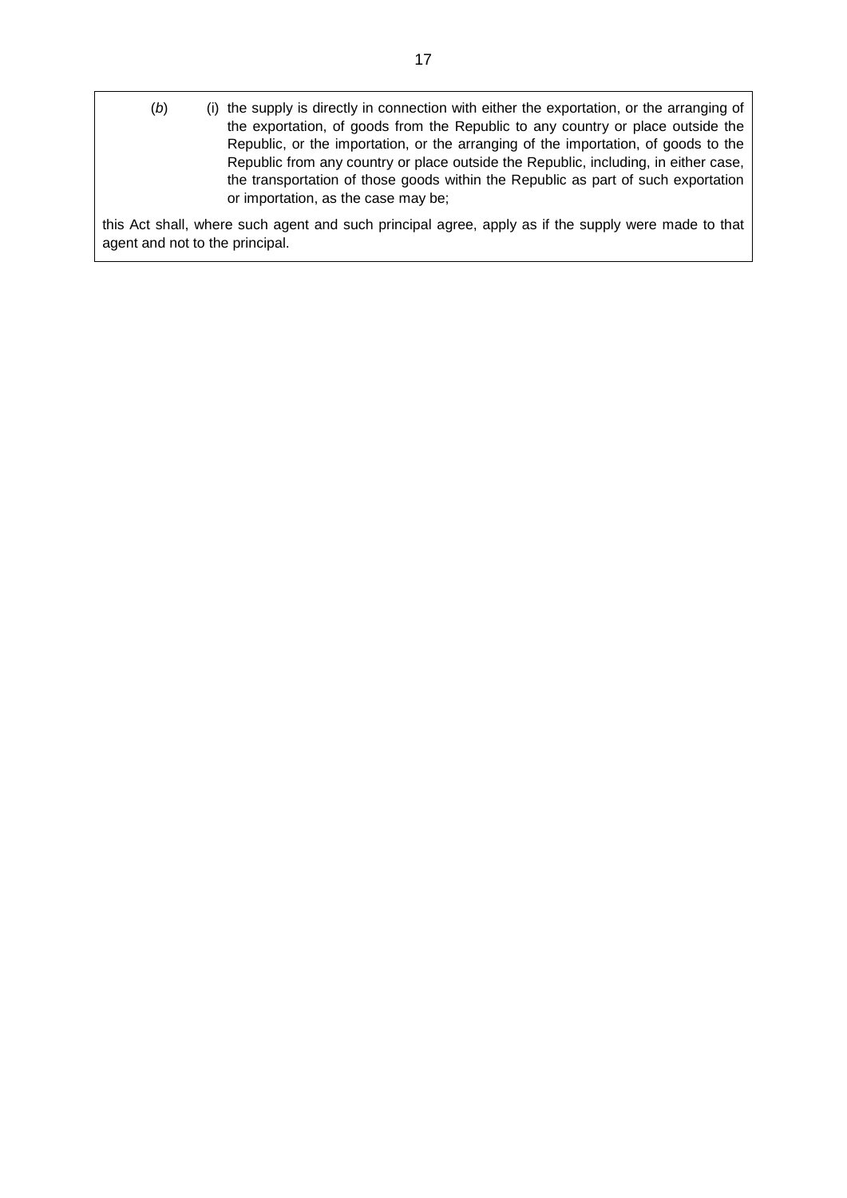(*b*) (i) the supply is directly in connection with either the exportation, or the arranging of the exportation, of goods from the Republic to any country or place outside the Republic, or the importation, or the arranging of the importation, of goods to the Republic from any country or place outside the Republic, including, in either case, the transportation of those goods within the Republic as part of such exportation or importation, as the case may be;

this Act shall, where such agent and such principal agree, apply as if the supply were made to that agent and not to the principal.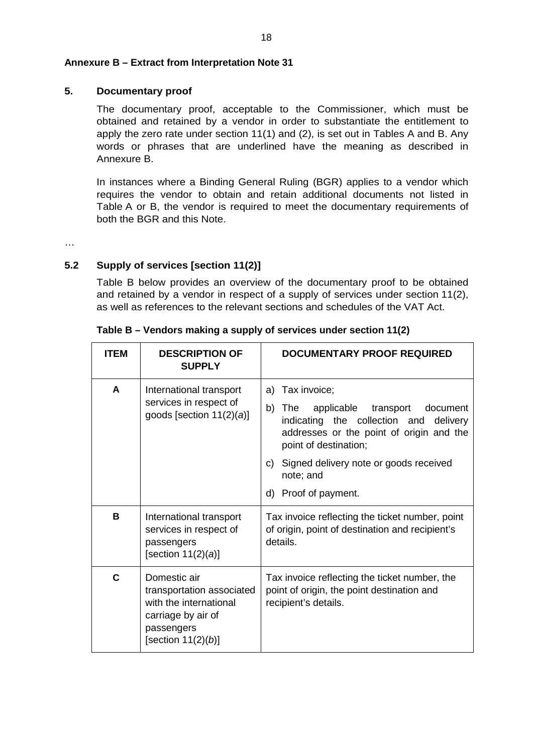**Annexure B – Extract from Interpretation Note 31**

## 5. Documentary proof

The documentary proof, acceptable to the Commissioner, which must be obtained and retained by a vendor in order to substantiate the entitlement to apply the zero rate under section 11(1) and (2), is set out in Tables A and B. Any words or phrases that are underlined have the meaning as described in Annexure B.

In instances where a Binding General Ruling (BGR) applies to a vendor which requires the vendor to obtain and retain additional documents not listed in Table A or B, the vendor is required to meet the documentary requirements of both the BGR and this Note.

…

### 5.2 Supply of services [section 11(2)]

Table B below provides an overview of the documentary proof to be obtained and retained by a vendor in respect of a supply of services under section 11(2), as well as references to the relevant sections and schedules of the VAT Act.

**Table B – Vendors making a supply of services under section 11(2)**

| ITEM | DESCRIPTION OF SUPPLY | DOCUMENTARY PROOF REQUIRED |
|---|---|---|
| **A** | International transport services in respect of goods [section 11(2)(*a*)] | a) Tax invoice;<br>b) The applicable transport document indicating the collection and delivery addresses or the point of origin and the point of destination;<br>c) Signed delivery note or goods received note; and<br>d) Proof of payment. |
| **B** | International transport services in respect of passengers [section 11(2)(*a*)] | Tax invoice reflecting the ticket number, point of origin, point of destination and recipient's details. |
| **C** | Domestic air transportation associated with the international carriage by air of passengers [section 11(2)(*b*)] | Tax invoice reflecting the ticket number, the point of origin, the point destination and recipient's details. |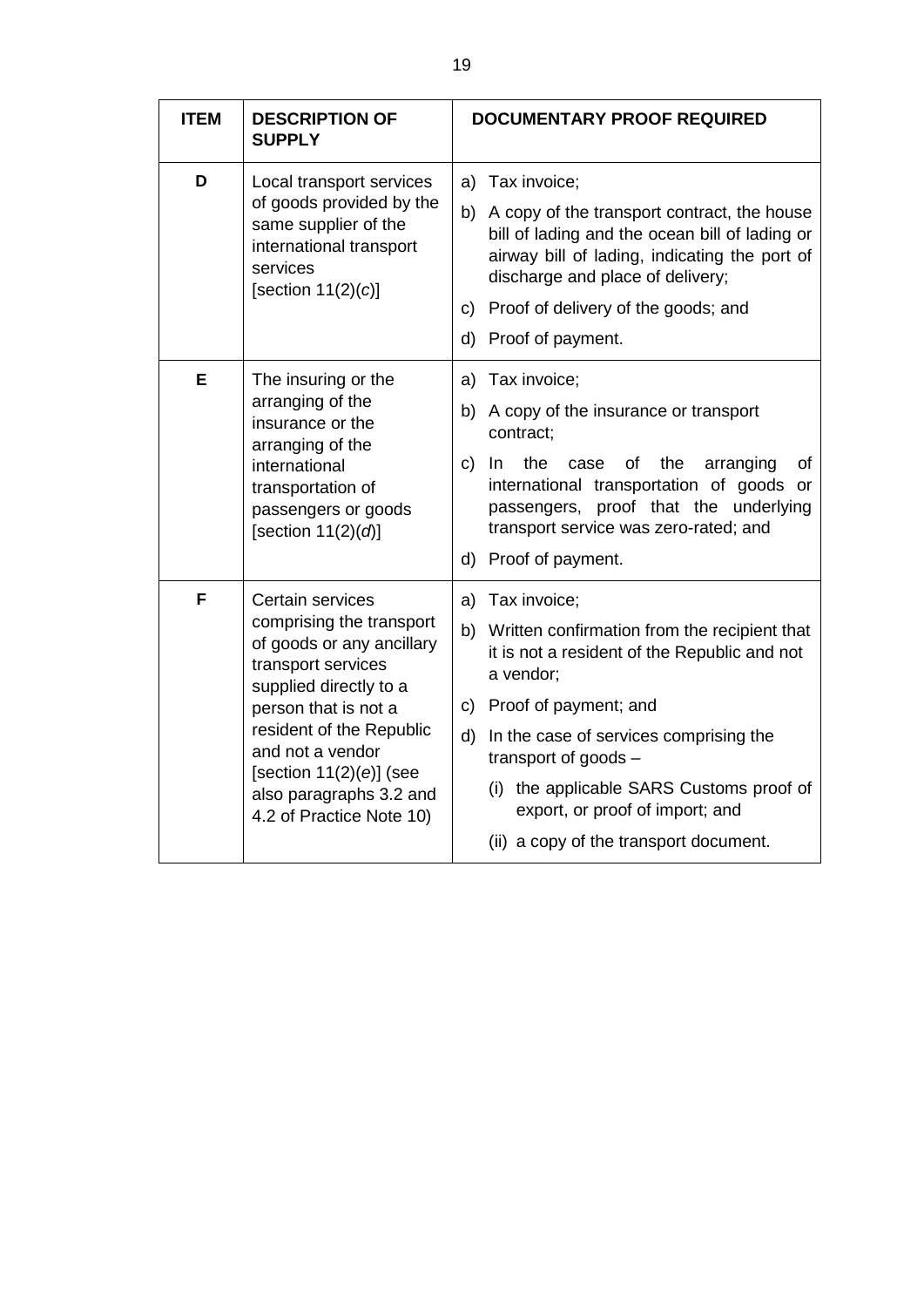| ITEM | DESCRIPTION OF SUPPLY | DOCUMENTARY PROOF REQUIRED |
|---|---|---|
| **D** | Local transport services of goods provided by the same supplier of the international transport services [section 11(2)(*c*)] | a) Tax invoice;<br>b) A copy of the transport contract, the house bill of lading and the ocean bill of lading or airway bill of lading, indicating the port of discharge and place of delivery;<br>c) Proof of delivery of the goods; and<br>d) Proof of payment. |
| **E** | The insuring or the arranging of the insurance or the arranging of the international transportation of passengers or goods [section 11(2)(*d*)] | a) Tax invoice;<br>b) A copy of the insurance or transport contract;<br>c) In the case of the arranging of international transportation of goods or passengers, proof that the underlying transport service was zero-rated; and<br>d) Proof of payment. |
| **F** | Certain services comprising the transport of goods or any ancillary transport services supplied directly to a person that is not a resident of the Republic and not a vendor [section 11(2)(*e*)] (see also paragraphs 3.2 and 4.2 of Practice Note 10) | a) Tax invoice;<br>b) Written confirmation from the recipient that it is not a resident of the Republic and not a vendor;<br>c) Proof of payment; and<br>d) In the case of services comprising the transport of goods –<br>(i) the applicable SARS Customs proof of export, or proof of import; and<br>(ii) a copy of the transport document. |